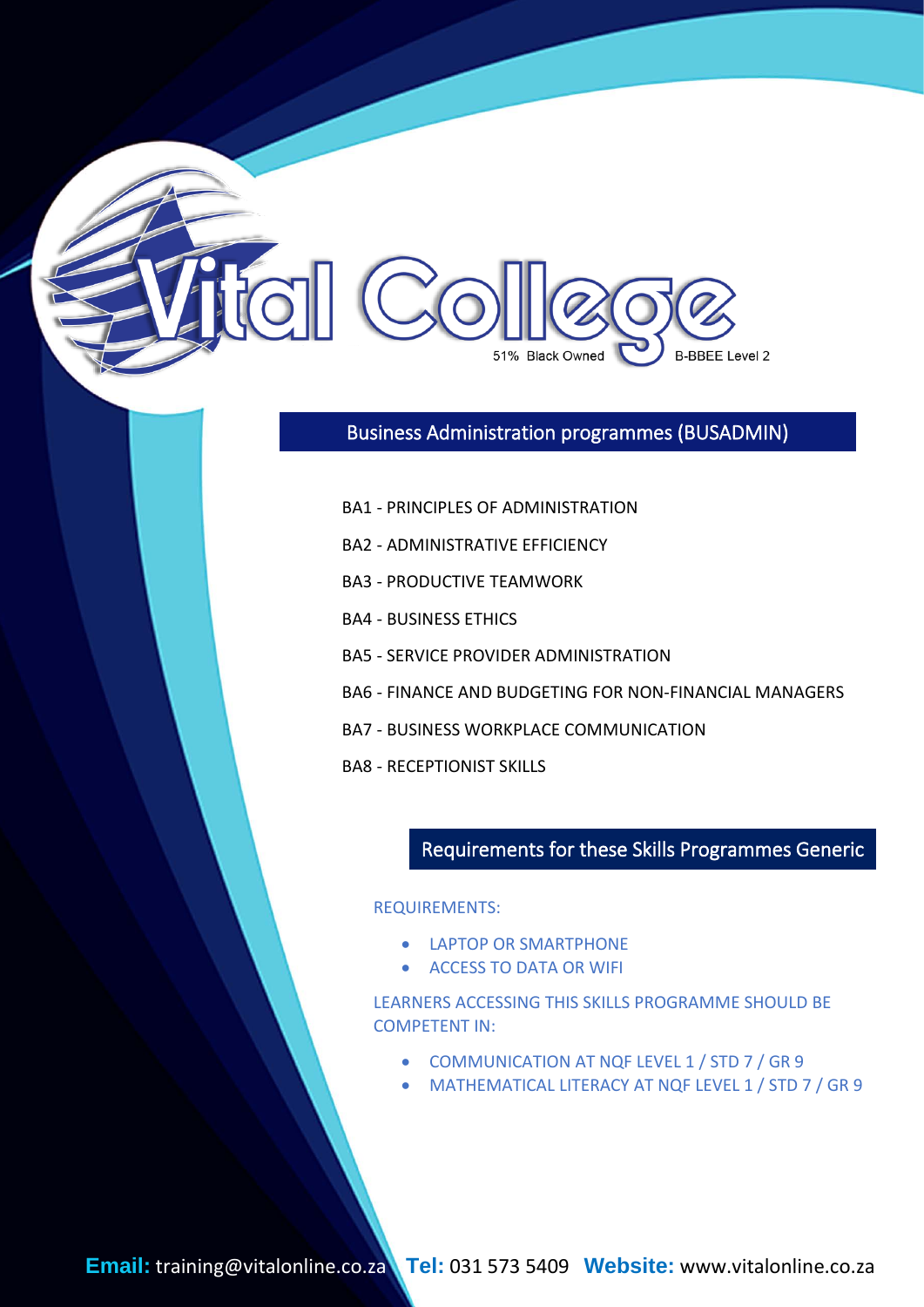# Vital College

51% Black Owned B-BBEE Level 2

## Business Administration programmes (BUSADMIN)

BA1 - PRINCIPLES OF ADMINISTRATION

BA2 - ADMINISTRATIVE EFFICIENCY

BA3 - PRODUCTIVE TEAMWORK

BA4 - BUSINESS ETHICS

BA5 - SERVICE PROVIDER ADMINISTRATION

BA6 - FINANCE AND BUDGETING FOR NON-FINANCIAL MANAGERS

BA7 - BUSINESS WORKPLACE COMMUNICATION

BA8 - RECEPTIONIST SKILLS

## Requirements for these Skills Programmes Generic

REQUIREMENTS:

- LAPTOP OR SMARTPHONE
- ACCESS TO DATA OR WIFI

LEARNERS ACCESSING THIS SKILLS PROGRAMME SHOULD BE COMPETENT IN:

- COMMUNICATION AT NQF LEVEL 1 / STD 7 / GR 9
- MATHEMATICAL LITERACY AT NQF LEVEL 1 / STD 7 / GR 9

**Email:** training@vitalonline.co.za **Tel:** 031 573 5409 **Website:** www.vitalonline.co.za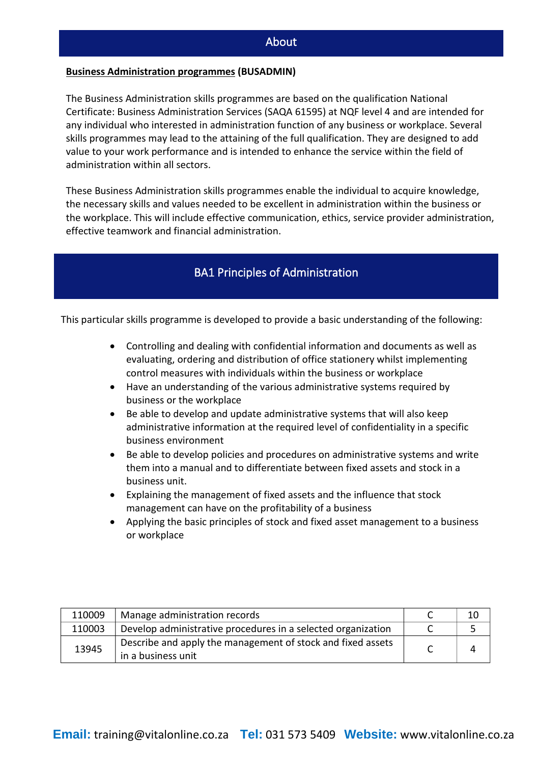## About

**<u>Business Administration programmes</u> (BUSADMIN)**

The Business Administration skills programmes are based on the qualification National Certificate: Business Administration Services (SAQA 61595) at NQF level 4 and are intended for any individual who interested in administration function of any business or workplace. Several skills programmes may lead to the attaining of the full qualification. They are designed to add value to your work performance and is intended to enhance the service within the field of administration within all sectors.

These Business Administration skills programmes enable the individual to acquire knowledge, the necessary skills and values needed to be excellent in administration within the business or the workplace. This will include effective communication, ethics, service provider administration, effective teamwork and financial administration.

## BA1 Principles of Administration

This particular skills programme is developed to provide a basic understanding of the following:

- Controlling and dealing with confidential information and documents as well as evaluating, ordering and distribution of office stationery whilst implementing control measures with individuals within the business or workplace
- Have an understanding of the various administrative systems required by business or the workplace
- Be able to develop and update administrative systems that will also keep administrative information at the required level of confidentiality in a specific business environment
- Be able to develop policies and procedures on administrative systems and write them into a manual and to differentiate between fixed assets and stock in a business unit.
- Explaining the management of fixed assets and the influence that stock management can have on the profitability of a business
- Applying the basic principles of stock and fixed asset management to a business or workplace

| | | | |
|---|---|---|---|
| 110009 | Manage administration records | C | 10 |
| 110003 | Develop administrative procedures in a selected organization | C | 5 |
| 13945 | Describe and apply the management of stock and fixed assets in a business unit | C | 4 |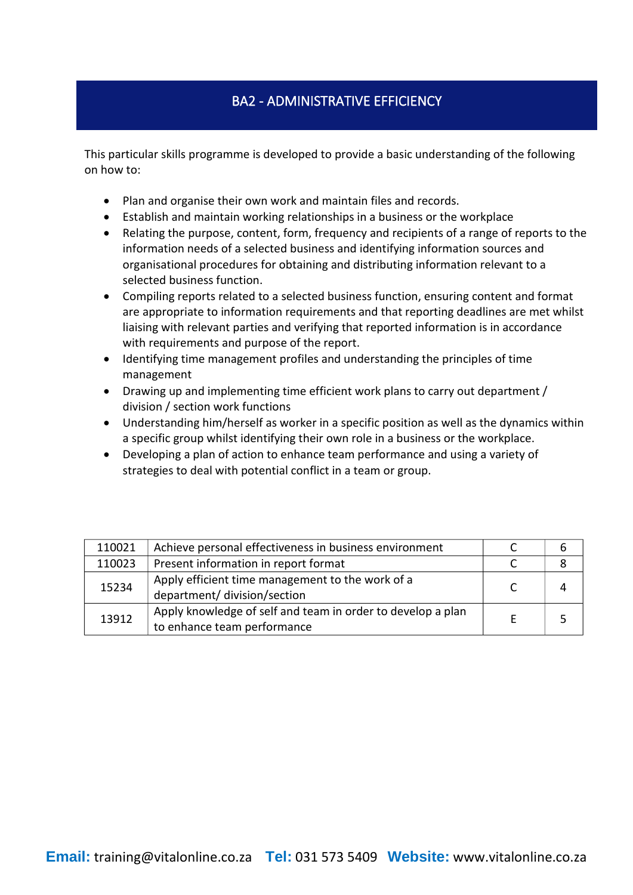## BA2 - ADMINISTRATIVE EFFICIENCY

This particular skills programme is developed to provide a basic understanding of the following on how to:

- Plan and organise their own work and maintain files and records.
- Establish and maintain working relationships in a business or the workplace
- Relating the purpose, content, form, frequency and recipients of a range of reports to the information needs of a selected business and identifying information sources and organisational procedures for obtaining and distributing information relevant to a selected business function.
- Compiling reports related to a selected business function, ensuring content and format are appropriate to information requirements and that reporting deadlines are met whilst liaising with relevant parties and verifying that reported information is in accordance with requirements and purpose of the report.
- Identifying time management profiles and understanding the principles of time management
- Drawing up and implementing time efficient work plans to carry out department / division / section work functions
- Understanding him/herself as worker in a specific position as well as the dynamics within a specific group whilst identifying their own role in a business or the workplace.
- Developing a plan of action to enhance team performance and using a variety of strategies to deal with potential conflict in a team or group.

| | | | |
|---|---|---|---|
| 110021 | Achieve personal effectiveness in business environment | C | 6 |
| 110023 | Present information in report format | C | 8 |
| 15234 | Apply efficient time management to the work of a department/ division/section | C | 4 |
| 13912 | Apply knowledge of self and team in order to develop a plan to enhance team performance | E | 5 |

**Email:** training@vitalonline.co.za **Tel:** 031 573 5409 **Website:** www.vitalonline.co.za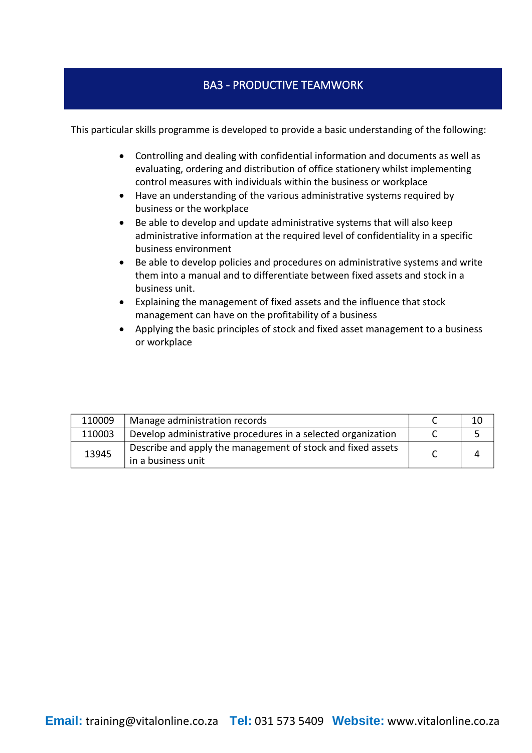# BA3 - PRODUCTIVE TEAMWORK

This particular skills programme is developed to provide a basic understanding of the following:

- Controlling and dealing with confidential information and documents as well as evaluating, ordering and distribution of office stationery whilst implementing control measures with individuals within the business or workplace
- Have an understanding of the various administrative systems required by business or the workplace
- Be able to develop and update administrative systems that will also keep administrative information at the required level of confidentiality in a specific business environment
- Be able to develop policies and procedures on administrative systems and write them into a manual and to differentiate between fixed assets and stock in a business unit.
- Explaining the management of fixed assets and the influence that stock management can have on the profitability of a business
- Applying the basic principles of stock and fixed asset management to a business or workplace

| | | | |
|---|---|---|---|
| 110009 | Manage administration records | C | 10 |
| 110003 | Develop administrative procedures in a selected organization | C | 5 |
| 13945 | Describe and apply the management of stock and fixed assets in a business unit | C | 4 |

**Email:** training@vitalonline.co.za **Tel:** 031 573 5409 **Website:** www.vitalonline.co.za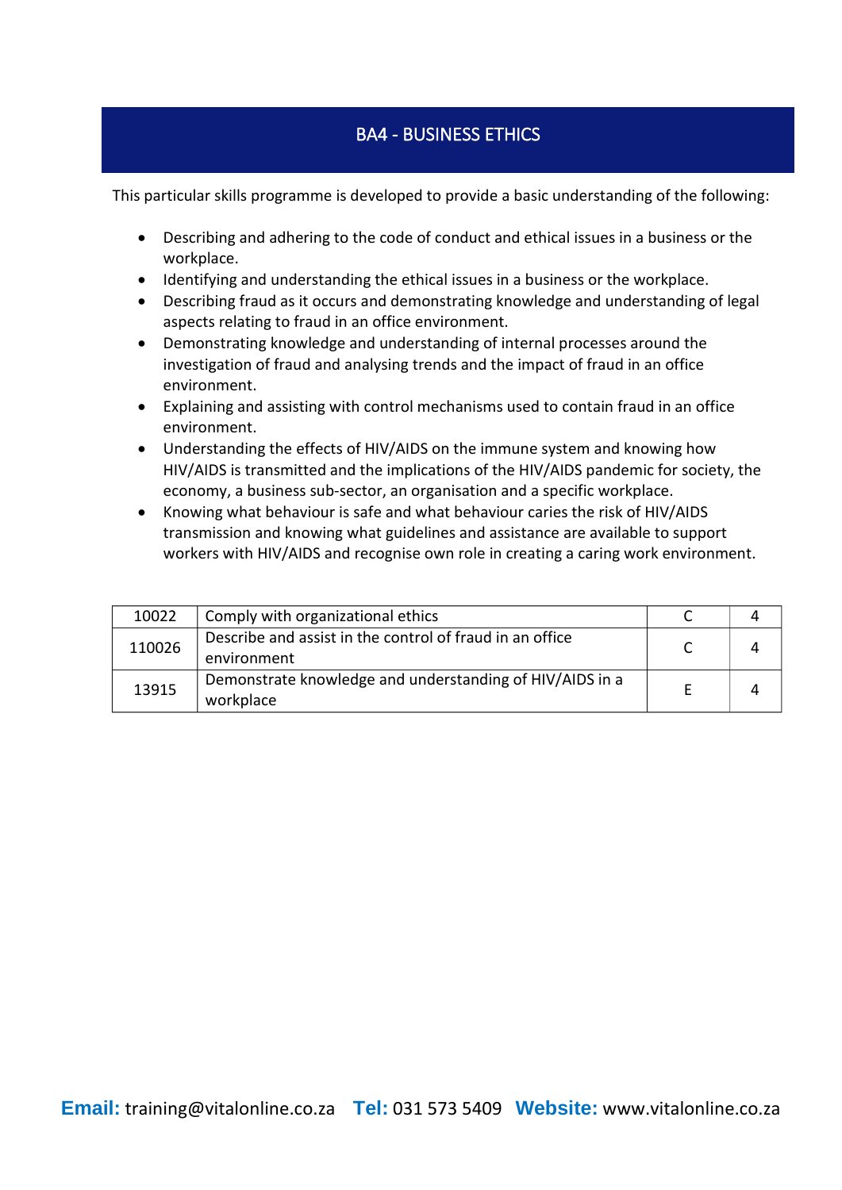# BA4 - BUSINESS ETHICS

This particular skills programme is developed to provide a basic understanding of the following:

- Describing and adhering to the code of conduct and ethical issues in a business or the workplace.
- Identifying and understanding the ethical issues in a business or the workplace.
- Describing fraud as it occurs and demonstrating knowledge and understanding of legal aspects relating to fraud in an office environment.
- Demonstrating knowledge and understanding of internal processes around the investigation of fraud and analysing trends and the impact of fraud in an office environment.
- Explaining and assisting with control mechanisms used to contain fraud in an office environment.
- Understanding the effects of HIV/AIDS on the immune system and knowing how HIV/AIDS is transmitted and the implications of the HIV/AIDS pandemic for society, the economy, a business sub-sector, an organisation and a specific workplace.
- Knowing what behaviour is safe and what behaviour caries the risk of HIV/AIDS transmission and knowing what guidelines and assistance are available to support workers with HIV/AIDS and recognise own role in creating a caring work environment.

| | | | |
|---|---|---|---|
| 10022 | Comply with organizational ethics | C | 4 |
| 110026 | Describe and assist in the control of fraud in an office environment | C | 4 |
| 13915 | Demonstrate knowledge and understanding of HIV/AIDS in a workplace | E | 4 |

**Email:** training@vitalonline.co.za **Tel:** 031 573 5409 **Website:** www.vitalonline.co.za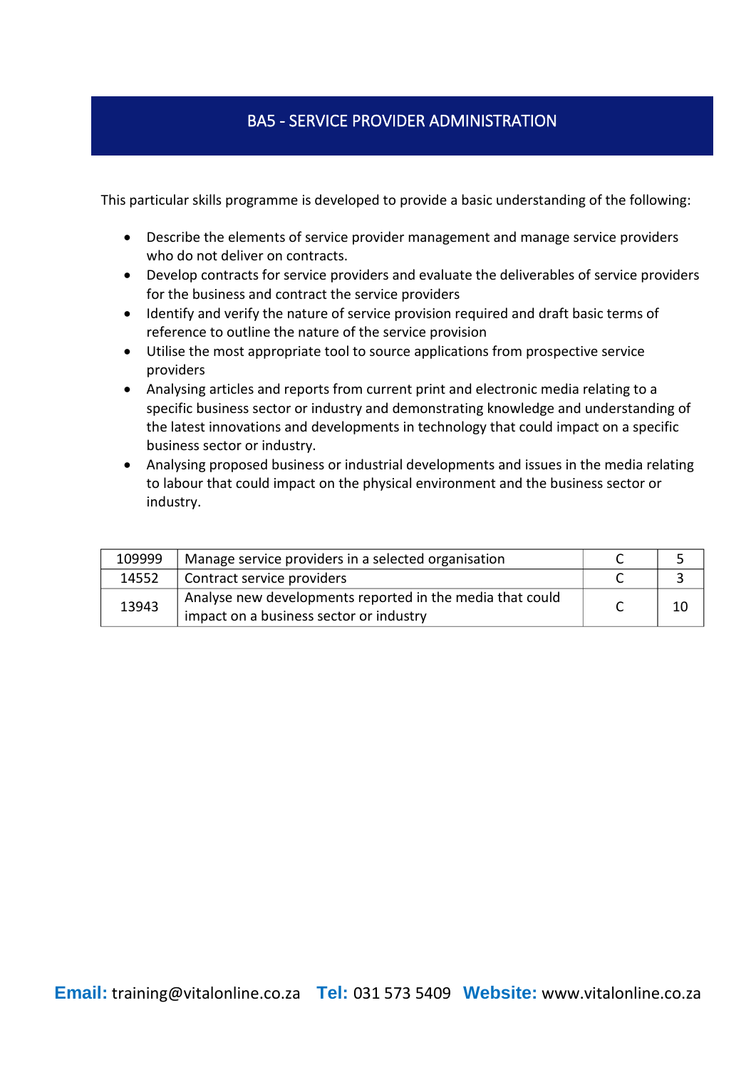# BA5 - SERVICE PROVIDER ADMINISTRATION

This particular skills programme is developed to provide a basic understanding of the following:

- Describe the elements of service provider management and manage service providers who do not deliver on contracts.
- Develop contracts for service providers and evaluate the deliverables of service providers for the business and contract the service providers
- Identify and verify the nature of service provision required and draft basic terms of reference to outline the nature of the service provision
- Utilise the most appropriate tool to source applications from prospective service providers
- Analysing articles and reports from current print and electronic media relating to a specific business sector or industry and demonstrating knowledge and understanding of the latest innovations and developments in technology that could impact on a specific business sector or industry.
- Analysing proposed business or industrial developments and issues in the media relating to labour that could impact on the physical environment and the business sector or industry.

| | | | |
|---|---|---|---|
| 109999 | Manage service providers in a selected organisation | C | 5 |
| 14552 | Contract service providers | C | 3 |
| 13943 | Analyse new developments reported in the media that could impact on a business sector or industry | C | 10 |

**Email:** training@vitalonline.co.za **Tel:** 031 573 5409 **Website:** www.vitalonline.co.za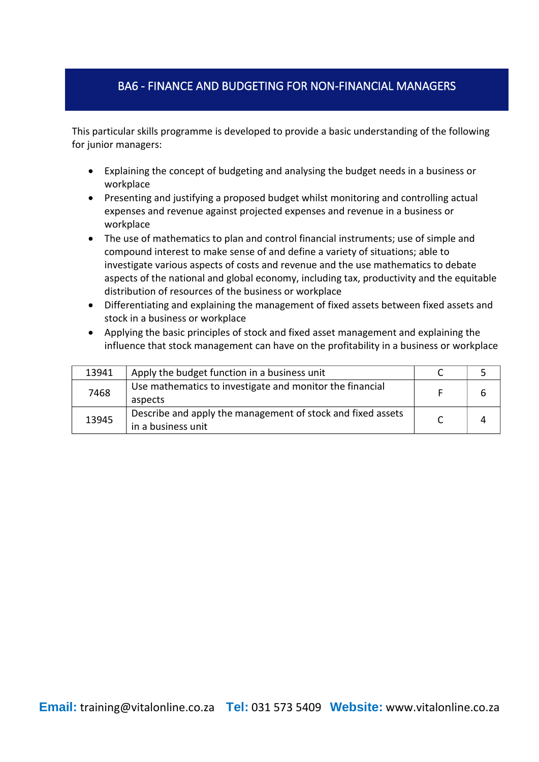## BA6 - FINANCE AND BUDGETING FOR NON-FINANCIAL MANAGERS

This particular skills programme is developed to provide a basic understanding of the following for junior managers:

- Explaining the concept of budgeting and analysing the budget needs in a business or workplace
- Presenting and justifying a proposed budget whilst monitoring and controlling actual expenses and revenue against projected expenses and revenue in a business or workplace
- The use of mathematics to plan and control financial instruments; use of simple and compound interest to make sense of and define a variety of situations; able to investigate various aspects of costs and revenue and the use mathematics to debate aspects of the national and global economy, including tax, productivity and the equitable distribution of resources of the business or workplace
- Differentiating and explaining the management of fixed assets between fixed assets and stock in a business or workplace
- Applying the basic principles of stock and fixed asset management and explaining the influence that stock management can have on the profitability in a business or workplace

| | | | |
|---|---|---|---|
| 13941 | Apply the budget function in a business unit | C | 5 |
| 7468 | Use mathematics to investigate and monitor the financial aspects | F | 6 |
| 13945 | Describe and apply the management of stock and fixed assets in a business unit | C | 4 |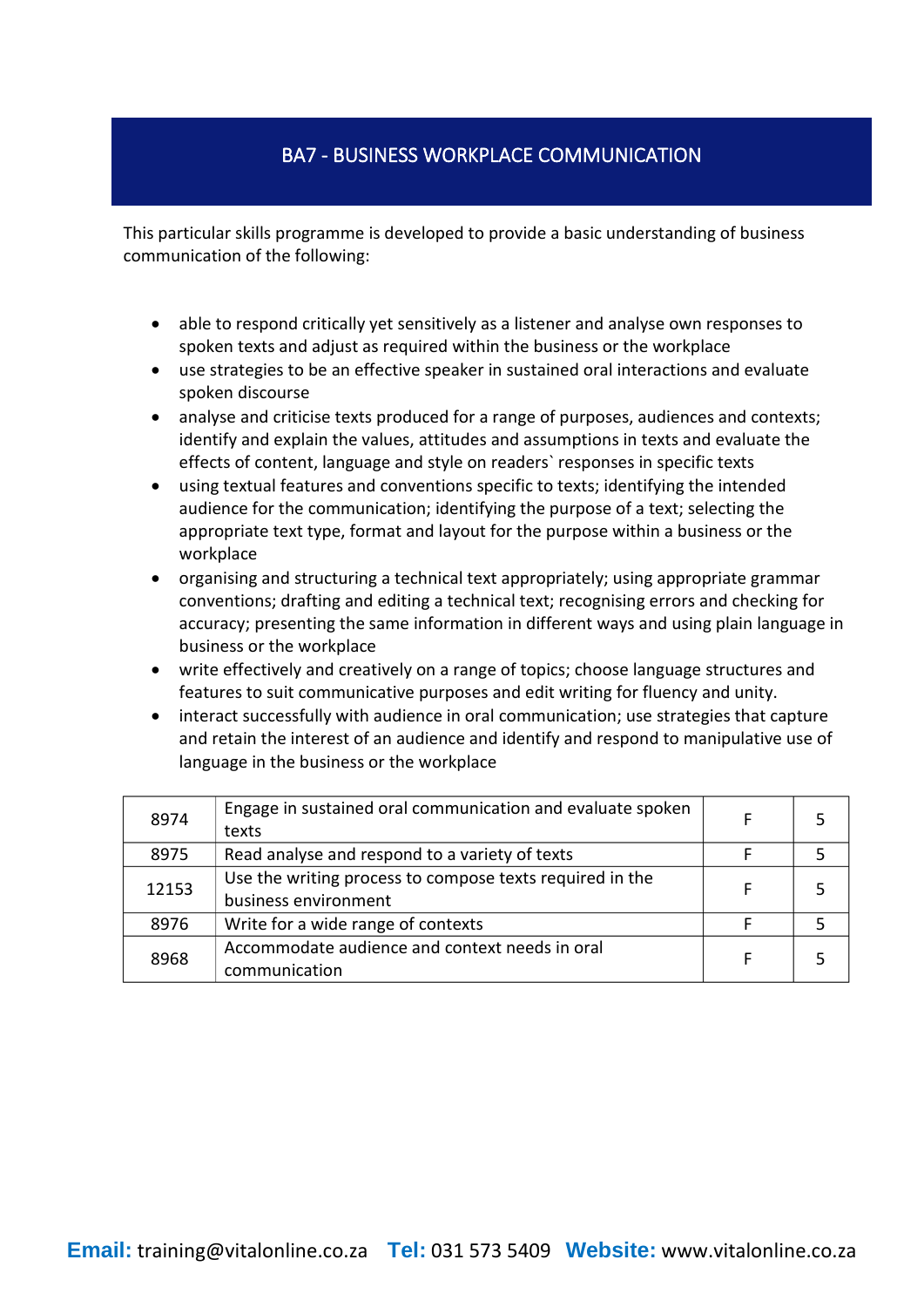# BA7 - BUSINESS WORKPLACE COMMUNICATION

This particular skills programme is developed to provide a basic understanding of business communication of the following:

- able to respond critically yet sensitively as a listener and analyse own responses to spoken texts and adjust as required within the business or the workplace
- use strategies to be an effective speaker in sustained oral interactions and evaluate spoken discourse
- analyse and criticise texts produced for a range of purposes, audiences and contexts; identify and explain the values, attitudes and assumptions in texts and evaluate the effects of content, language and style on readers` responses in specific texts
- using textual features and conventions specific to texts; identifying the intended audience for the communication; identifying the purpose of a text; selecting the appropriate text type, format and layout for the purpose within a business or the workplace
- organising and structuring a technical text appropriately; using appropriate grammar conventions; drafting and editing a technical text; recognising errors and checking for accuracy; presenting the same information in different ways and using plain language in business or the workplace
- write effectively and creatively on a range of topics; choose language structures and features to suit communicative purposes and edit writing for fluency and unity.
- interact successfully with audience in oral communication; use strategies that capture and retain the interest of an audience and identify and respond to manipulative use of language in the business or the workplace

| | | | |
|---|---|---|---|
| 8974 | Engage in sustained oral communication and evaluate spoken texts | F | 5 |
| 8975 | Read analyse and respond to a variety of texts | F | 5 |
| 12153 | Use the writing process to compose texts required in the business environment | F | 5 |
| 8976 | Write for a wide range of contexts | F | 5 |
| 8968 | Accommodate audience and context needs in oral communication | F | 5 |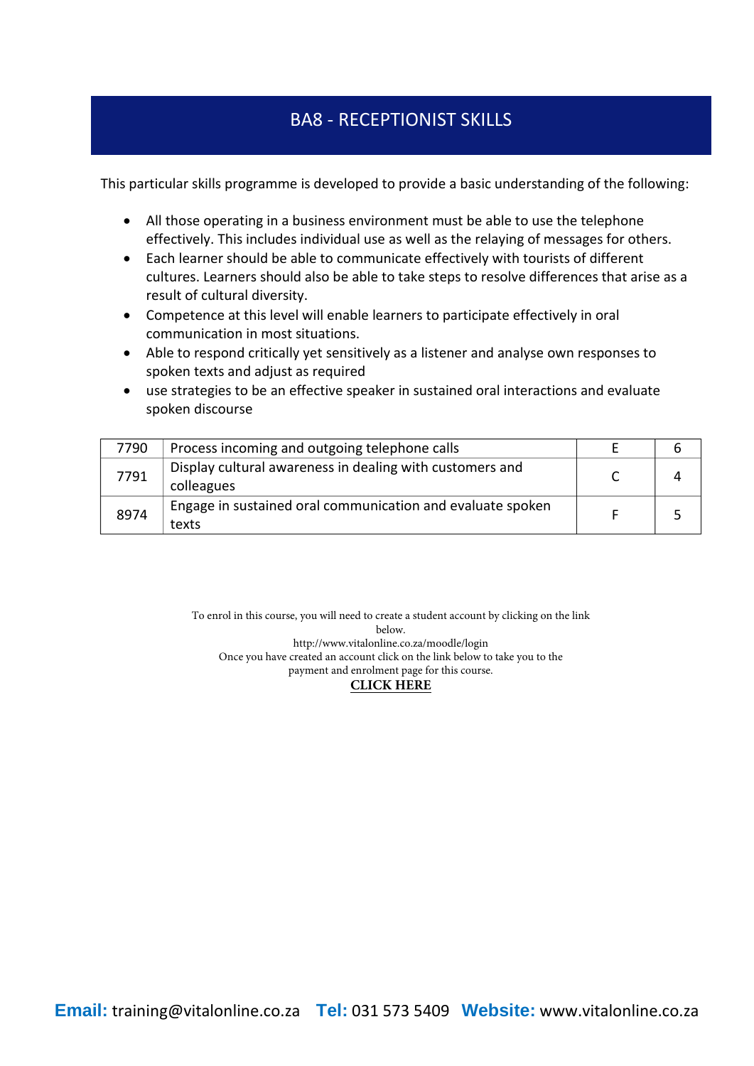# BA8 - RECEPTIONIST SKILLS

This particular skills programme is developed to provide a basic understanding of the following:

- All those operating in a business environment must be able to use the telephone effectively. This includes individual use as well as the relaying of messages for others.
- Each learner should be able to communicate effectively with tourists of different cultures. Learners should also be able to take steps to resolve differences that arise as a result of cultural diversity.
- Competence at this level will enable learners to participate effectively in oral communication in most situations.
- Able to respond critically yet sensitively as a listener and analyse own responses to spoken texts and adjust as required
- use strategies to be an effective speaker in sustained oral interactions and evaluate spoken discourse

| | | | |
|---|---|---|---|
| 7790 | Process incoming and outgoing telephone calls | E | 6 |
| 7791 | Display cultural awareness in dealing with customers and colleagues | C | 4 |
| 8974 | Engage in sustained oral communication and evaluate spoken texts | F | 5 |

To enrol in this course, you will need to create a student account by clicking on the link below.
http://www.vitalonline.co.za/moodle/login
Once you have created an account click on the link below to take you to the payment and enrolment page for this course.

**CLICK HERE**

**Email:** training@vitalonline.co.za **Tel:** 031 573 5409 **Website:** www.vitalonline.co.za